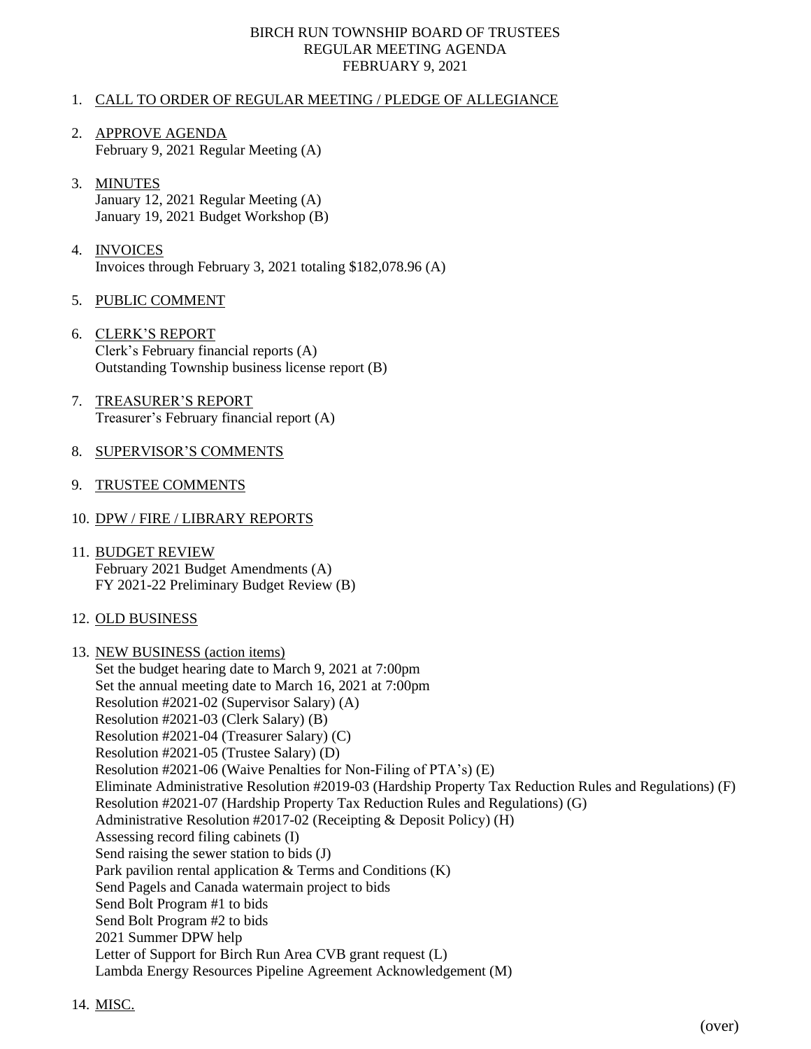# BIRCH RUN TOWNSHIP BOARD OF TRUSTEES
## REGULAR MEETING AGENDA
### FEBRUARY 9, 2021

1. CALL TO ORDER OF REGULAR MEETING / PLEDGE OF ALLEGIANCE

2. APPROVE AGENDA
   February 9, 2021 Regular Meeting (A)

3. MINUTES
   January 12, 2021 Regular Meeting (A)
   January 19, 2021 Budget Workshop (B)

4. INVOICES
   Invoices through February 3, 2021 totaling $182,078.96 (A)

5. PUBLIC COMMENT

6. CLERK'S REPORT
   Clerk's February financial reports (A)
   Outstanding Township business license report (B)

7. TREASURER'S REPORT
   Treasurer's February financial report (A)

8. SUPERVISOR'S COMMENTS

9. TRUSTEE COMMENTS

10. DPW / FIRE / LIBRARY REPORTS

11. BUDGET REVIEW
    February 2021 Budget Amendments (A)
    FY 2021-22 Preliminary Budget Review (B)

12. OLD BUSINESS

13. NEW BUSINESS (action items)
    Set the budget hearing date to March 9, 2021 at 7:00pm
    Set the annual meeting date to March 16, 2021 at 7:00pm
    Resolution #2021-02 (Supervisor Salary) (A)
    Resolution #2021-03 (Clerk Salary) (B)
    Resolution #2021-04 (Treasurer Salary) (C)
    Resolution #2021-05 (Trustee Salary) (D)
    Resolution #2021-06 (Waive Penalties for Non-Filing of PTA's) (E)
    Eliminate Administrative Resolution #2019-03 (Hardship Property Tax Reduction Rules and Regulations) (F)
    Resolution #2021-07 (Hardship Property Tax Reduction Rules and Regulations) (G)
    Administrative Resolution #2017-02 (Receipting & Deposit Policy) (H)
    Assessing record filing cabinets (I)
    Send raising the sewer station to bids (J)
    Park pavilion rental application & Terms and Conditions (K)
    Send Pagels and Canada watermain project to bids
    Send Bolt Program #1 to bids
    Send Bolt Program #2 to bids
    2021 Summer DPW help
    Letter of Support for Birch Run Area CVB grant request (L)
    Lambda Energy Resources Pipeline Agreement Acknowledgement (M)

14. MISC.

(over)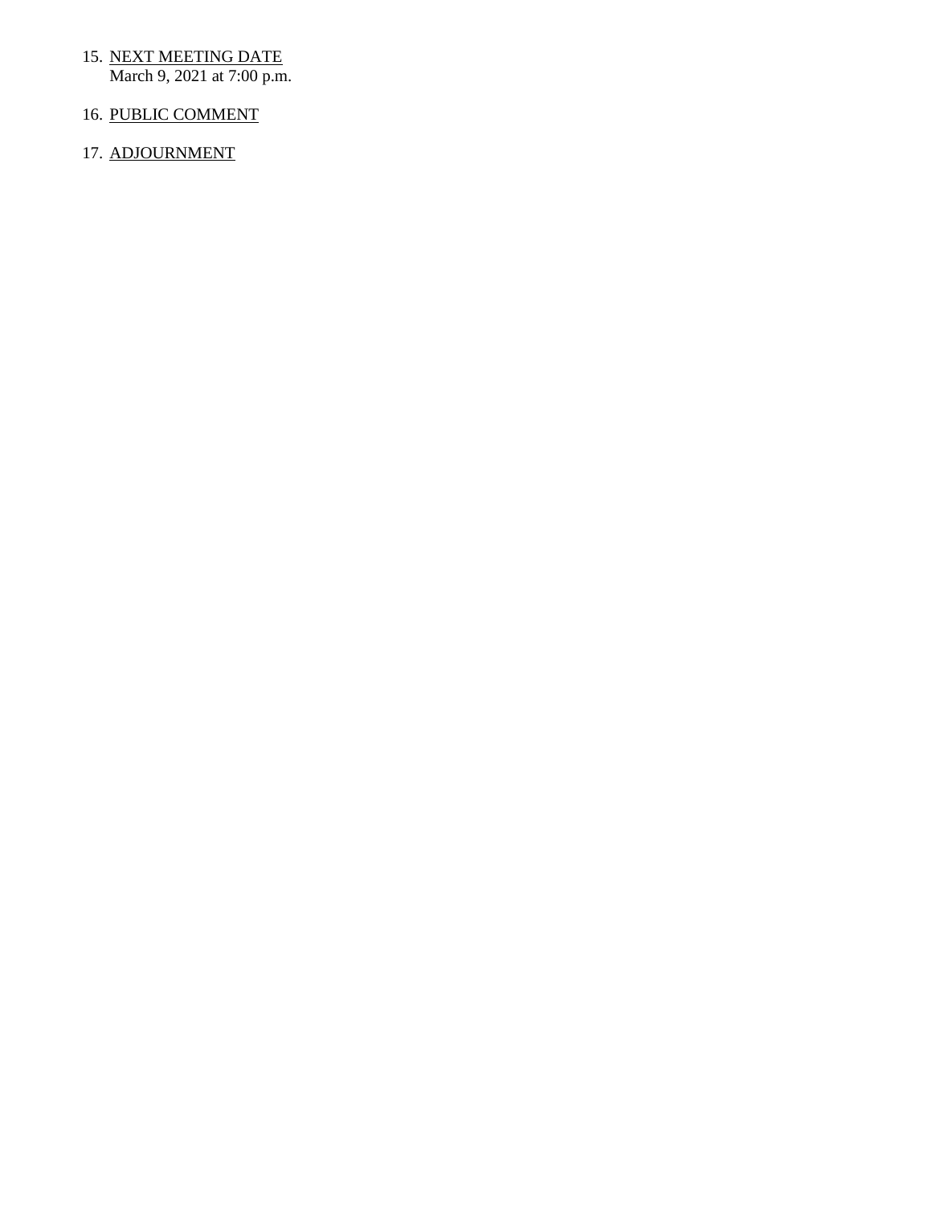15. NEXT MEETING DATE
    March 9, 2021 at 7:00 p.m.

16. PUBLIC COMMENT

17. ADJOURNMENT